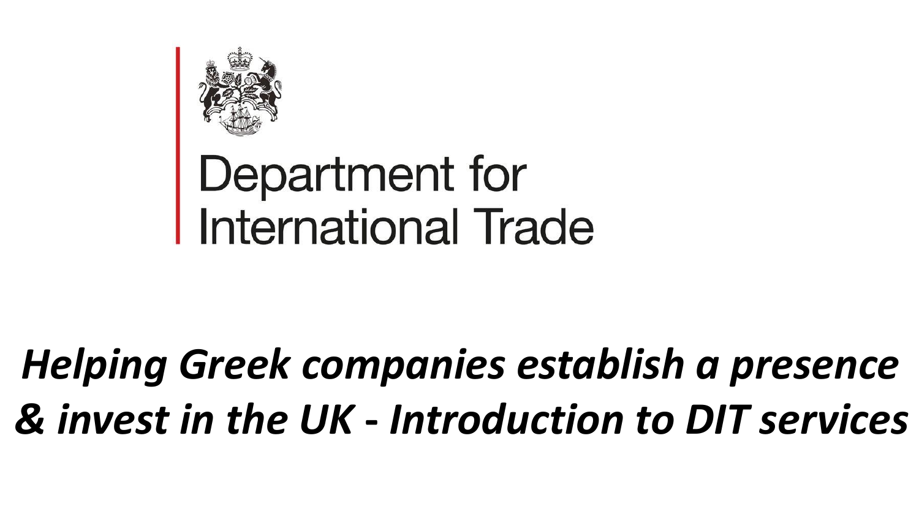Department for International Trade

# *Helping Greek companies establish a presence & invest in the UK - Introduction to DIT services*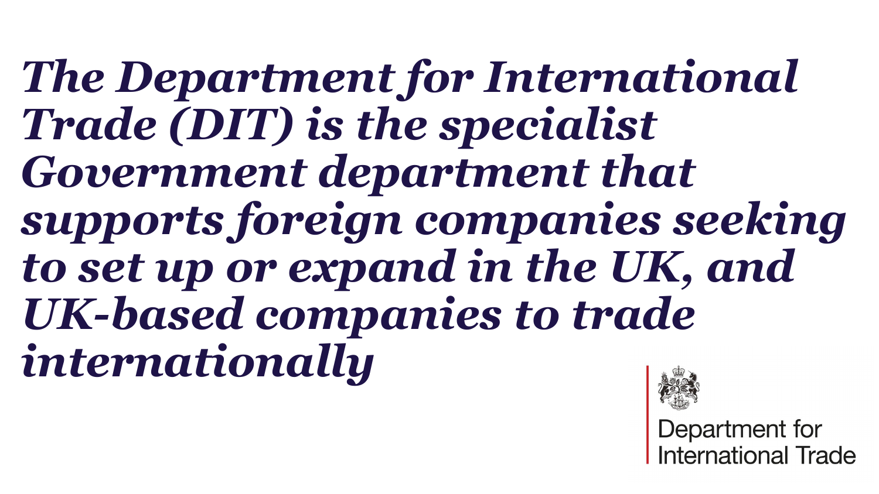***The Department for International Trade (DIT) is the specialist Government department that supports foreign companies seeking to set up or expand in the UK, and UK-based companies to trade internationally***

Department for International Trade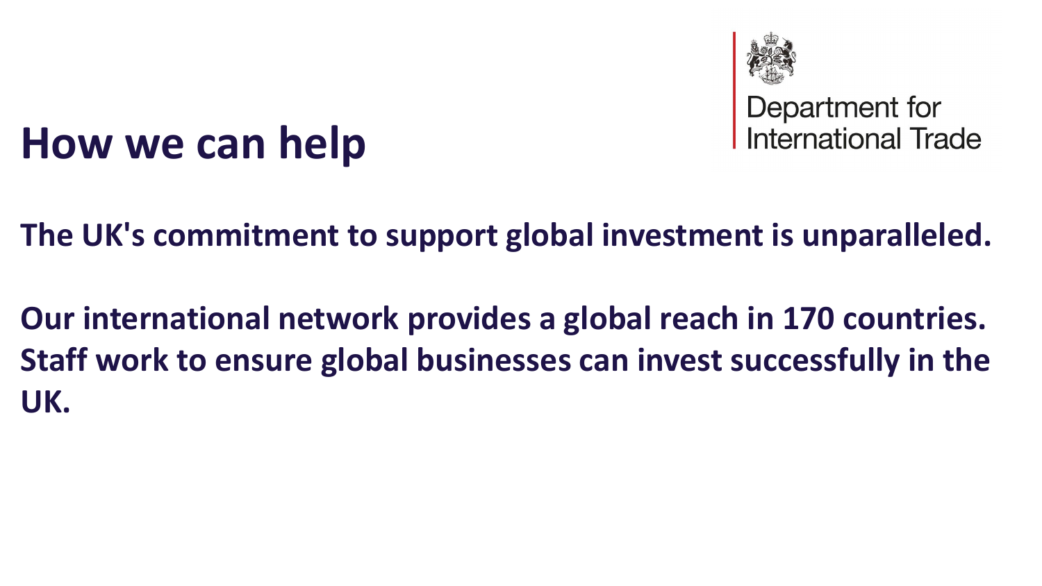# How we can help

Department for International Trade

**The UK's commitment to support global investment is unparalleled.**

**Our international network provides a global reach in 170 countries. Staff work to ensure global businesses can invest successfully in the UK.**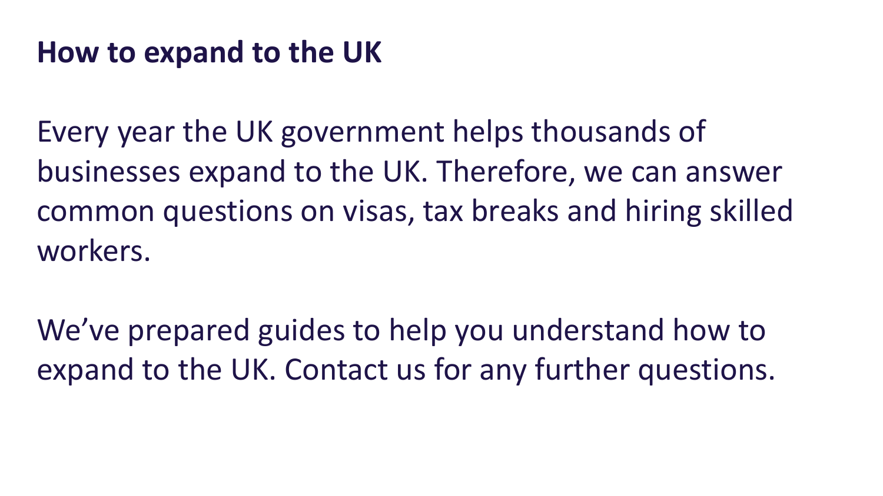# How to expand to the UK

Every year the UK government helps thousands of businesses expand to the UK. Therefore, we can answer common questions on visas, tax breaks and hiring skilled workers.

We've prepared guides to help you understand how to expand to the UK. Contact us for any further questions.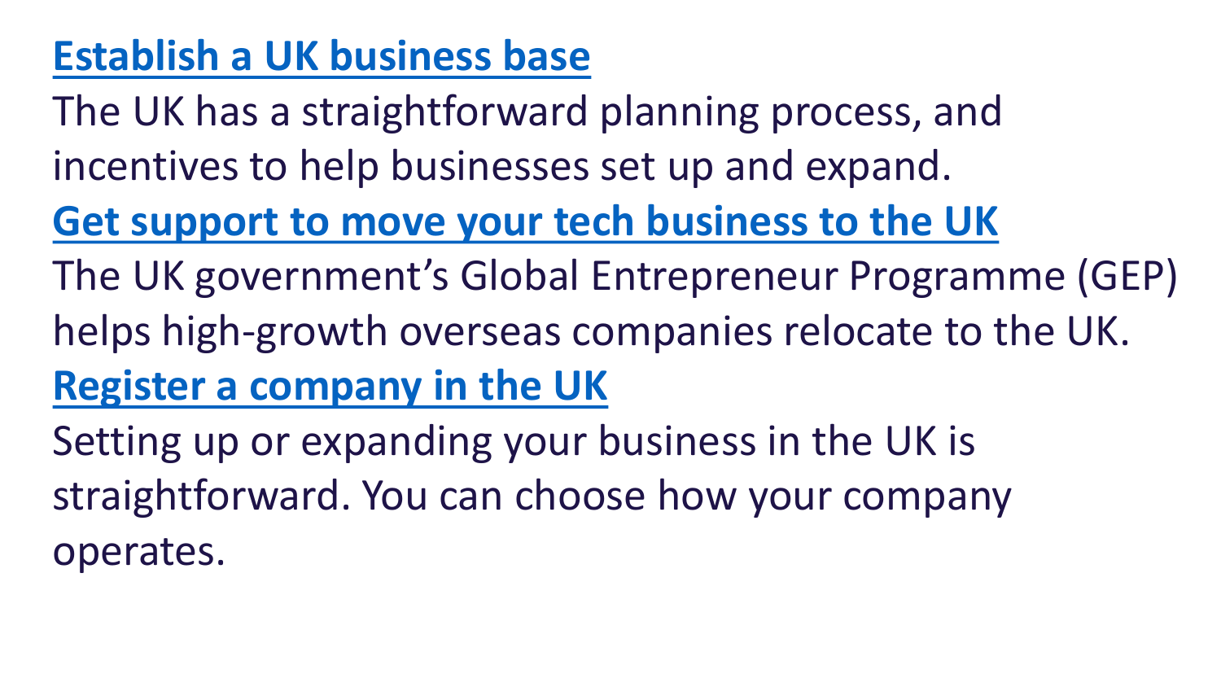**Establish a UK business base**

The UK has a straightforward planning process, and incentives to help businesses set up and expand.

**Get support to move your tech business to the UK**

The UK government's Global Entrepreneur Programme (GEP) helps high-growth overseas companies relocate to the UK.

**Register a company in the UK**

Setting up or expanding your business in the UK is straightforward. You can choose how your company operates.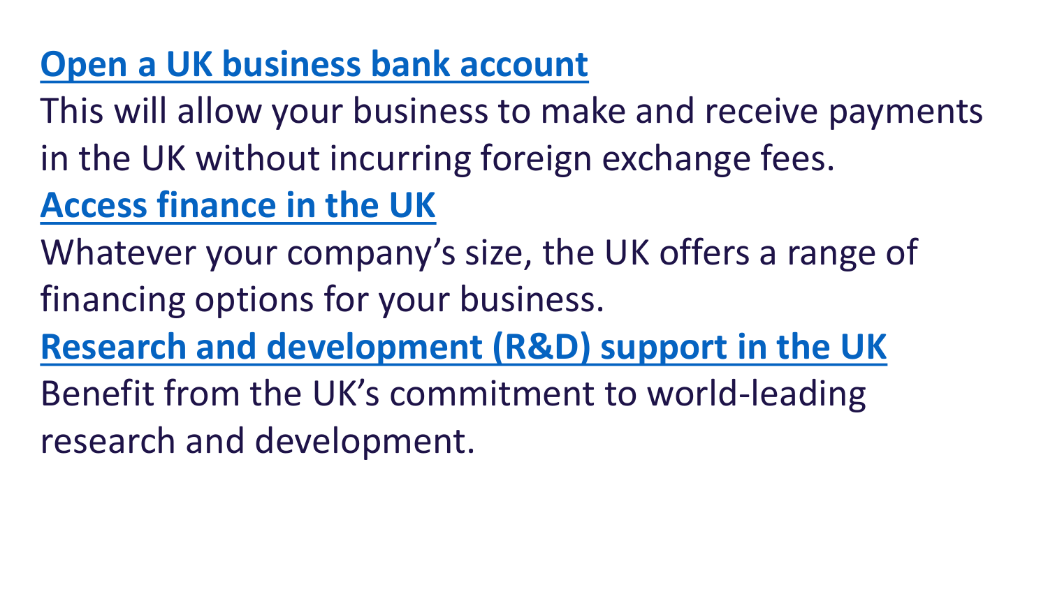**Open a UK business bank account**

This will allow your business to make and receive payments in the UK without incurring foreign exchange fees.

**Access finance in the UK**

Whatever your company's size, the UK offers a range of financing options for your business.

**Research and development (R&D) support in the UK**

Benefit from the UK's commitment to world-leading research and development.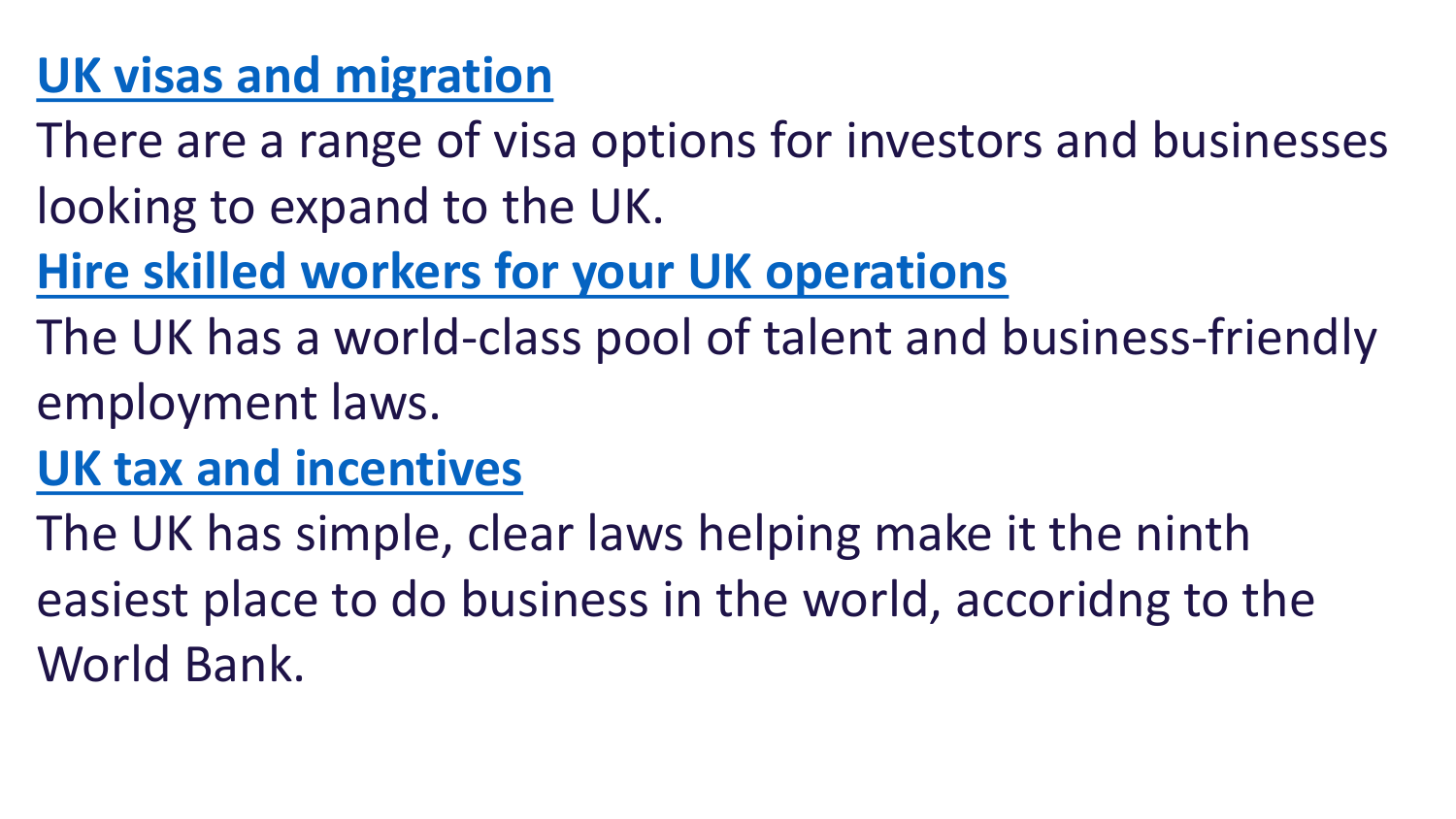[**UK visas and migration**]

There are a range of visa options for investors and businesses looking to expand to the UK.

[**Hire skilled workers for your UK operations**]

The UK has a world-class pool of talent and business-friendly employment laws.

[**UK tax and incentives**]

The UK has simple, clear laws helping make it the ninth easiest place to do business in the world, accoridng to the World Bank.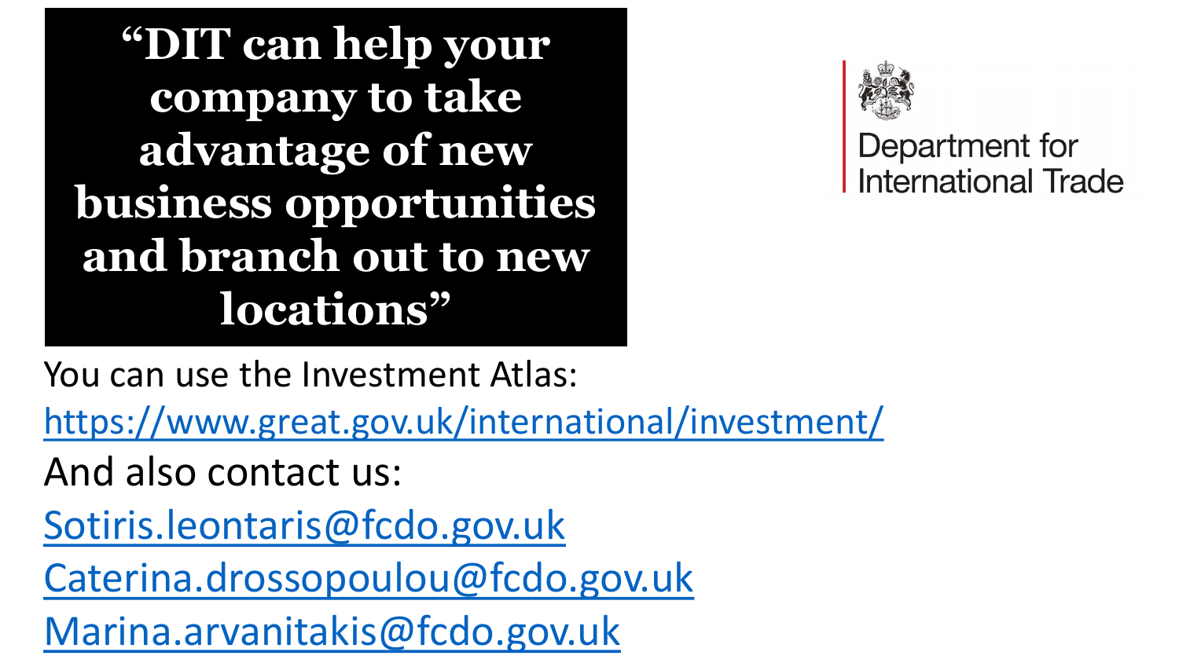# "DIT can help your company to take advantage of new business opportunities and branch out to new locations"

Department for International Trade

You can use the Investment Atlas:

https://www.great.gov.uk/international/investment/

And also contact us:

Sotiris.leontaris@fcdo.gov.uk

Caterina.drossopoulou@fcdo.gov.uk

Marina.arvanitakis@fcdo.gov.uk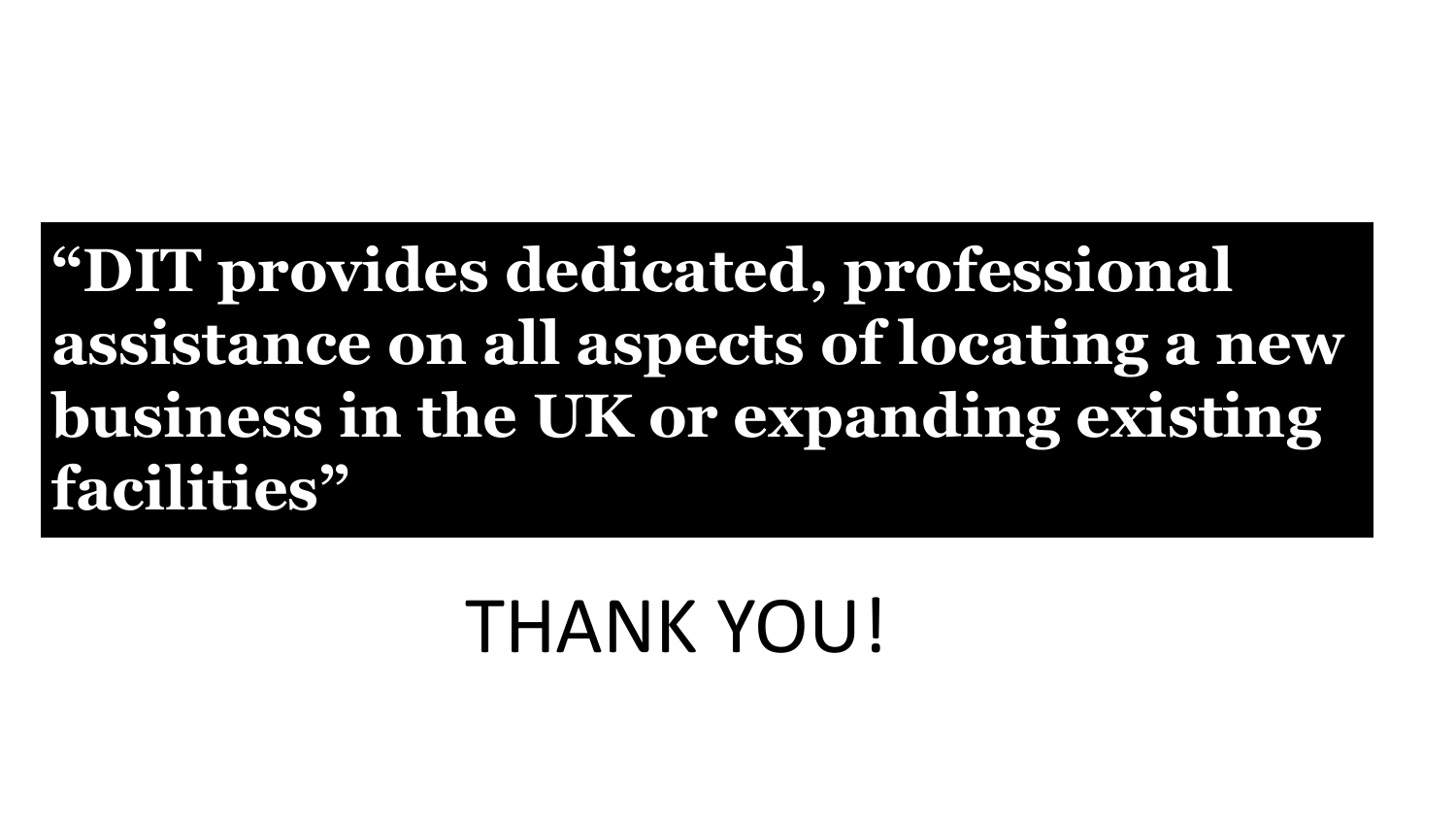**“DIT provides dedicated, professional assistance on all aspects of locating a new business in the UK or expanding existing facilities”**

THANK YOU!